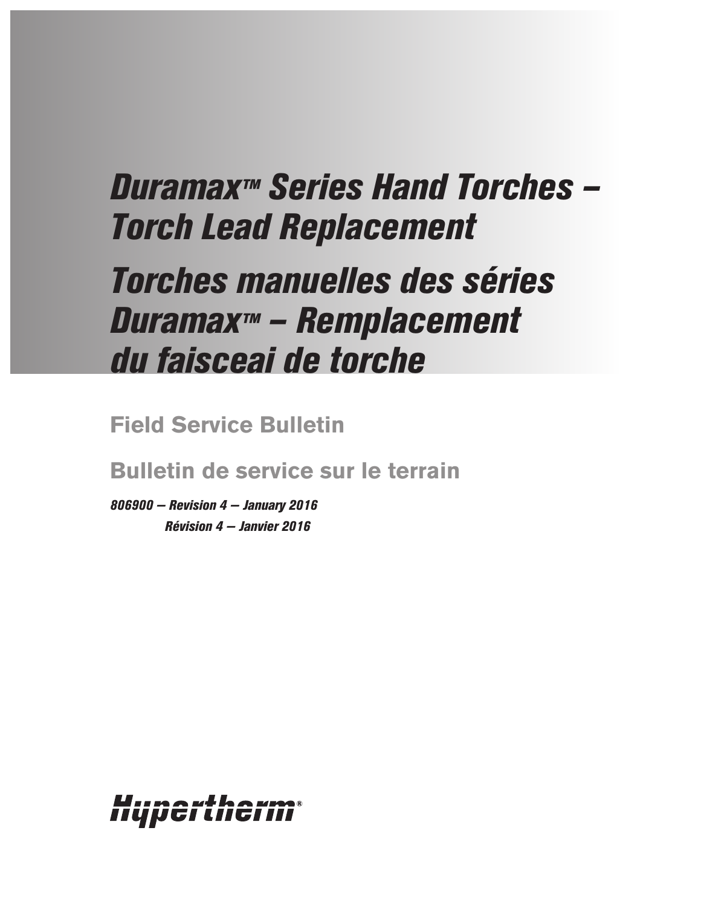# Duramax™ Series Hand Torches – Torch Lead Replacement

# Torches manuelles des séries Duramax™ – Remplacement du faisceai de torche

## Field Service Bulletin

## Bulletin de service sur le terrain

*806900 – Revision 4 – January 2016*

*Révision 4 – Janvier 2016*

Hypertherm®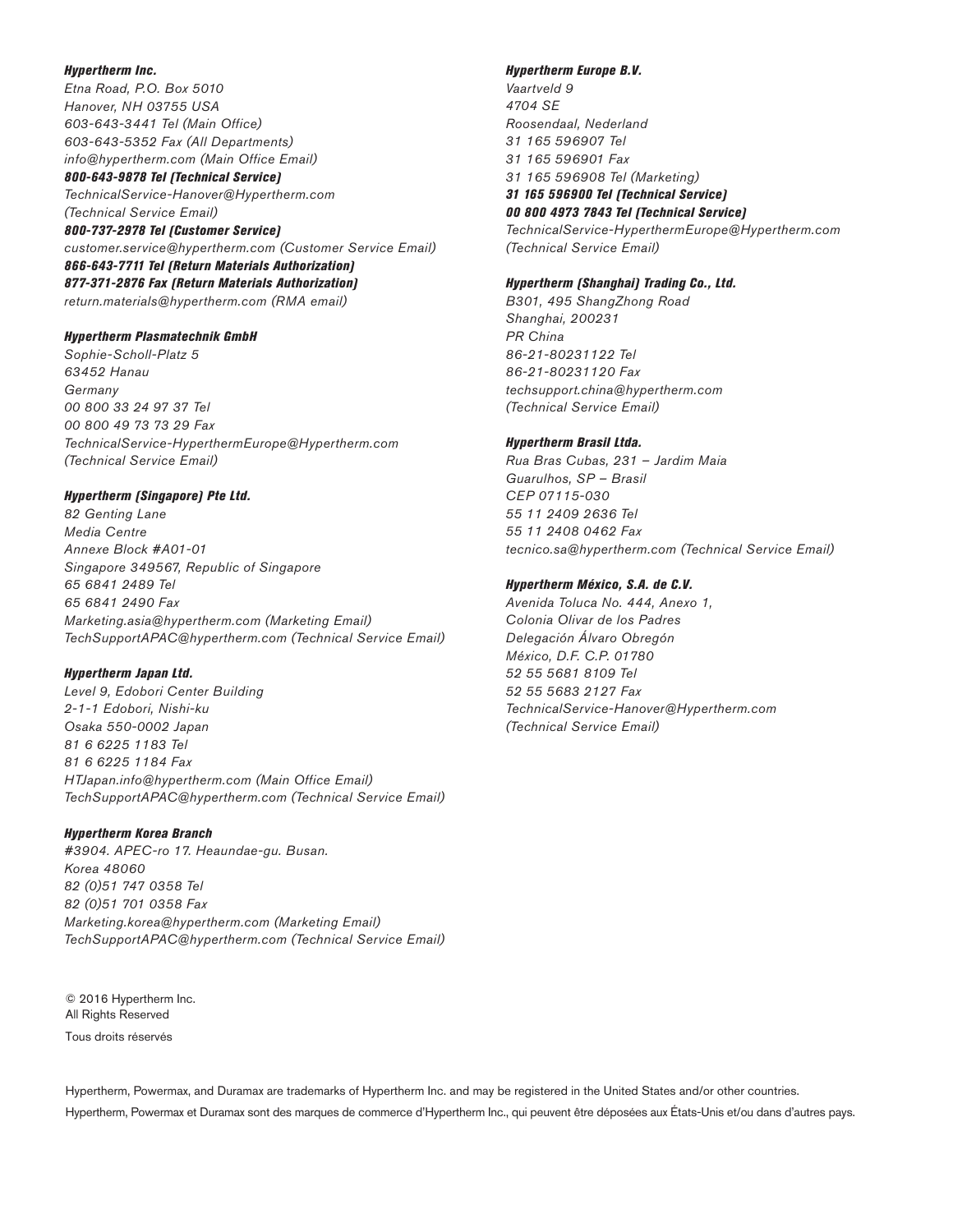***Hypertherm Inc.***
*Etna Road, P.O. Box 5010*
*Hanover, NH 03755 USA*
*603-643-3441 Tel (Main Office)*
*603-643-5352 Fax (All Departments)*
*info@hypertherm.com (Main Office Email)*
***800-643-9878 Tel (Technical Service)***
*TechnicalService-Hanover@Hypertherm.com*
*(Technical Service Email)*
***800-737-2978 Tel (Customer Service)***
*customer.service@hypertherm.com (Customer Service Email)*
***866-643-7711 Tel (Return Materials Authorization)***
***877-371-2876 Fax (Return Materials Authorization)***
*return.materials@hypertherm.com (RMA email)*

***Hypertherm Plasmatechnik GmbH***
*Sophie-Scholl-Platz 5*
*63452 Hanau*
*Germany*
*00 800 33 24 97 37 Tel*
*00 800 49 73 73 29 Fax*
*TechnicalService-HyperthermEurope@Hypertherm.com*
*(Technical Service Email)*

***Hypertherm (Singapore) Pte Ltd.***
*82 Genting Lane*
*Media Centre*
*Annexe Block #A01-01*
*Singapore 349567, Republic of Singapore*
*65 6841 2489 Tel*
*65 6841 2490 Fax*
*Marketing.asia@hypertherm.com (Marketing Email)*
*TechSupportAPAC@hypertherm.com (Technical Service Email)*

***Hypertherm Japan Ltd.***
*Level 9, Edobori Center Building*
*2-1-1 Edobori, Nishi-ku*
*Osaka 550-0002 Japan*
*81 6 6225 1183 Tel*
*81 6 6225 1184 Fax*
*HTJapan.info@hypertherm.com (Main Office Email)*
*TechSupportAPAC@hypertherm.com (Technical Service Email)*

***Hypertherm Korea Branch***
*#3904. APEC-ro 17. Heaundae-gu. Busan.*
*Korea 48060*
*82 (0)51 747 0358 Tel*
*82 (0)51 701 0358 Fax*
*Marketing.korea@hypertherm.com (Marketing Email)*
*TechSupportAPAC@hypertherm.com (Technical Service Email)*

***Hypertherm Europe B.V.***
*Vaartveld 9*
*4704 SE*
*Roosendaal, Nederland*
*31 165 596907 Tel*
*31 165 596901 Fax*
*31 165 596908 Tel (Marketing)*
***31 165 596900 Tel (Technical Service)***
***00 800 4973 7843 Tel (Technical Service)***
*TechnicalService-HyperthermEurope@Hypertherm.com*
*(Technical Service Email)*

***Hypertherm (Shanghai) Trading Co., Ltd.***
*B301, 495 ShangZhong Road*
*Shanghai, 200231*
*PR China*
*86-21-80231122 Tel*
*86-21-80231120 Fax*
*techsupport.china@hypertherm.com*
*(Technical Service Email)*

***Hypertherm Brasil Ltda.***
*Rua Bras Cubas, 231 – Jardim Maia*
*Guarulhos, SP – Brasil*
*CEP 07115-030*
*55 11 2409 2636 Tel*
*55 11 2408 0462 Fax*
*tecnico.sa@hypertherm.com (Technical Service Email)*

***Hypertherm México, S.A. de C.V.***
*Avenida Toluca No. 444, Anexo 1,*
*Colonia Olivar de los Padres*
*Delegación Álvaro Obregón*
*México, D.F. C.P. 01780*
*52 55 5681 8109 Tel*
*52 55 5683 2127 Fax*
*TechnicalService-Hanover@Hypertherm.com*
*(Technical Service Email)*

© 2016 Hypertherm Inc.
All Rights Reserved

Tous droits réservés

Hypertherm, Powermax, and Duramax are trademarks of Hypertherm Inc. and may be registered in the United States and/or other countries.

Hypertherm, Powermax et Duramax sont des marques de commerce d'Hypertherm Inc., qui peuvent être déposées aux États-Unis et/ou dans d'autres pays.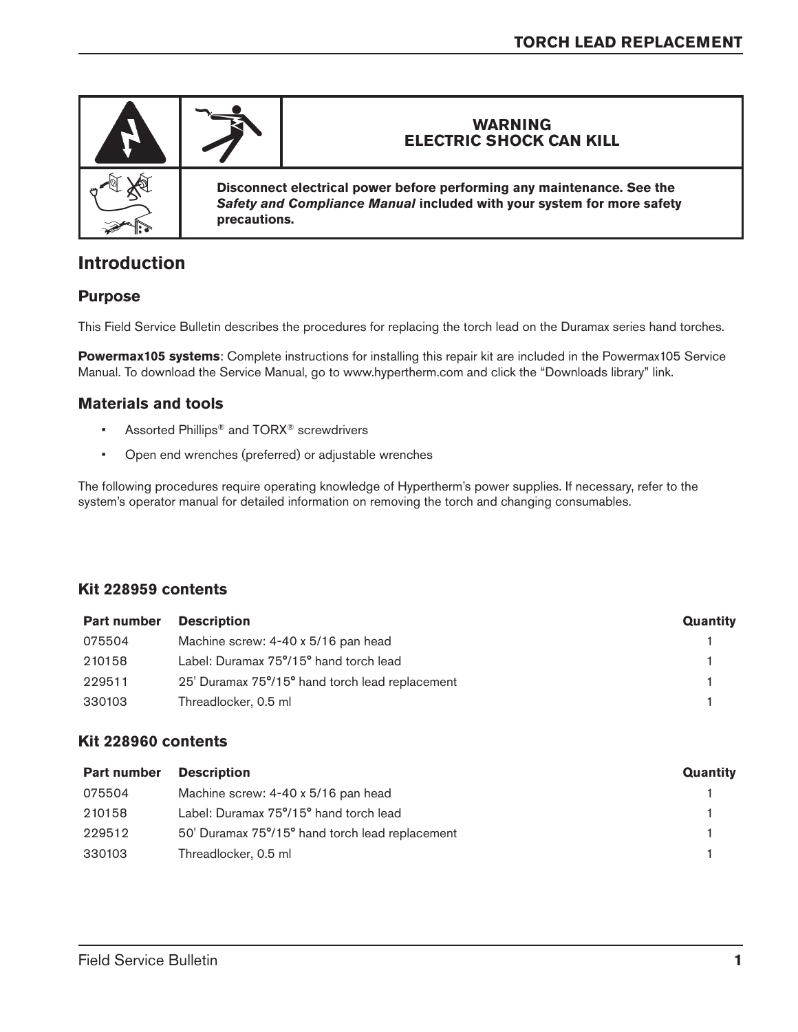| | | WARNING<br>ELECTRIC SHOCK CAN KILL |
|---|---|---|
| | **Disconnect electrical power before performing any maintenance. See the *Safety and Compliance Manual* included with your system for more safety precautions.** | |

## Introduction

### Purpose

This Field Service Bulletin describes the procedures for replacing the torch lead on the Duramax series hand torches.

**Powermax105 systems**: Complete instructions for installing this repair kit are included in the Powermax105 Service Manual. To download the Service Manual, go to www.hypertherm.com and click the "Downloads library" link.

### Materials and tools

- Assorted Phillips® and TORX® screwdrivers
- Open end wrenches (preferred) or adjustable wrenches

The following procedures require operating knowledge of Hypertherm's power supplies. If necessary, refer to the system's operator manual for detailed information on removing the torch and changing consumables.

### Kit 228959 contents

| Part number | Description | Quantity |
|---|---|---|
| 075504 | Machine screw: 4-40 x 5/16 pan head | 1 |
| 210158 | Label: Duramax 75°/15° hand torch lead | 1 |
| 229511 | 25' Duramax 75°/15° hand torch lead replacement | 1 |
| 330103 | Threadlocker, 0.5 ml | 1 |

### Kit 228960 contents

| Part number | Description | Quantity |
|---|---|---|
| 075504 | Machine screw: 4-40 x 5/16 pan head | 1 |
| 210158 | Label: Duramax 75°/15° hand torch lead | 1 |
| 229512 | 50' Duramax 75°/15° hand torch lead replacement | 1 |
| 330103 | Threadlocker, 0.5 ml | 1 |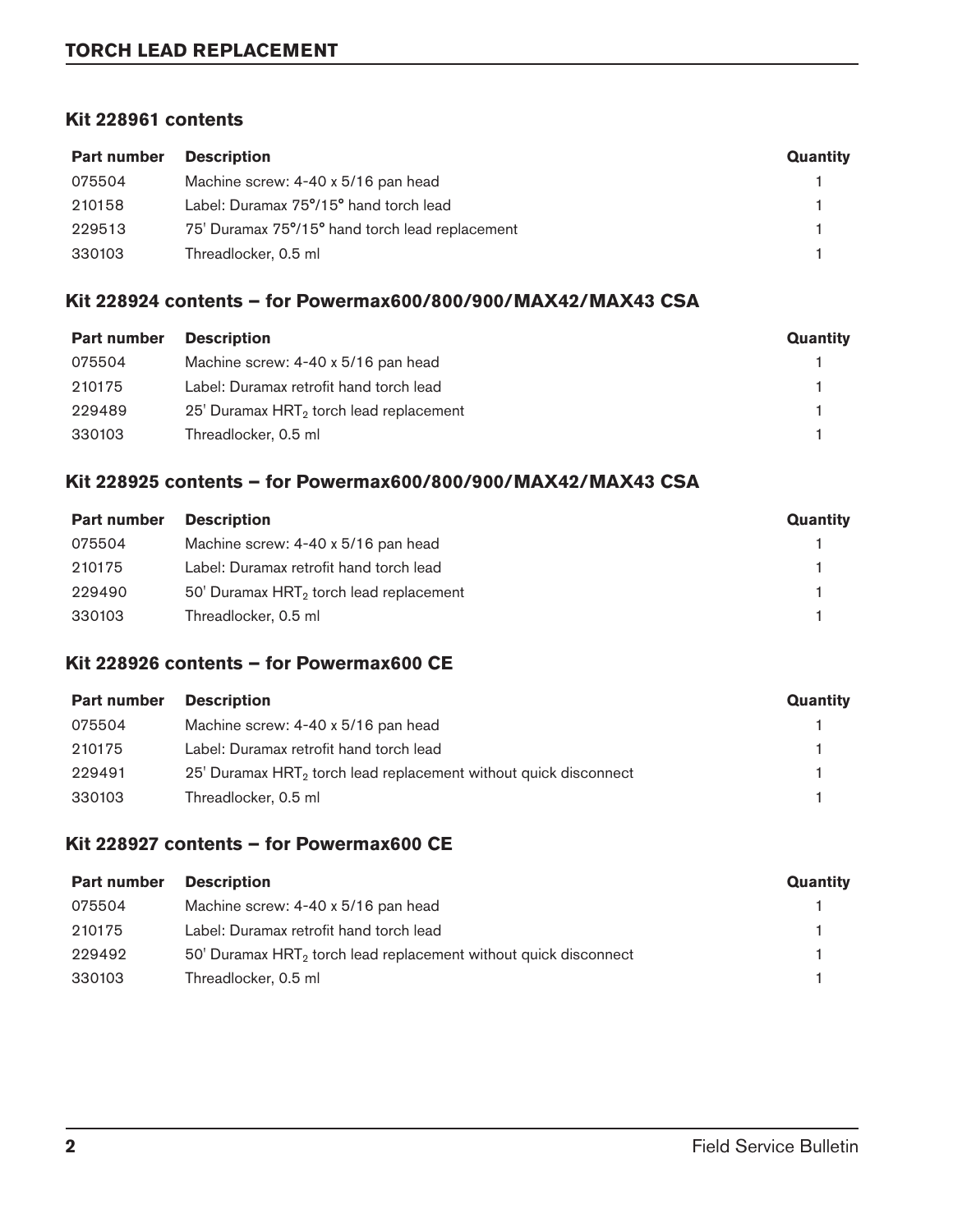## TORCH LEAD REPLACEMENT

### Kit 228961 contents

| Part number | Description | Quantity |
|---|---|---|
| 075504 | Machine screw: 4-40 x 5/16 pan head | 1 |
| 210158 | Label: Duramax 75°/15° hand torch lead | 1 |
| 229513 | 75' Duramax 75°/15° hand torch lead replacement | 1 |
| 330103 | Threadlocker, 0.5 ml | 1 |

### Kit 228924 contents – for Powermax600/800/900/MAX42/MAX43 CSA

| Part number | Description | Quantity |
|---|---|---|
| 075504 | Machine screw: 4-40 x 5/16 pan head | 1 |
| 210175 | Label: Duramax retrofit hand torch lead | 1 |
| 229489 | 25' Duramax $HRT_2$ torch lead replacement | 1 |
| 330103 | Threadlocker, 0.5 ml | 1 |

### Kit 228925 contents – for Powermax600/800/900/MAX42/MAX43 CSA

| Part number | Description | Quantity |
|---|---|---|
| 075504 | Machine screw: 4-40 x 5/16 pan head | 1 |
| 210175 | Label: Duramax retrofit hand torch lead | 1 |
| 229490 | 50' Duramax $HRT_2$ torch lead replacement | 1 |
| 330103 | Threadlocker, 0.5 ml | 1 |

### Kit 228926 contents – for Powermax600 CE

| Part number | Description | Quantity |
|---|---|---|
| 075504 | Machine screw: 4-40 x 5/16 pan head | 1 |
| 210175 | Label: Duramax retrofit hand torch lead | 1 |
| 229491 | 25' Duramax $HRT_2$ torch lead replacement without quick disconnect | 1 |
| 330103 | Threadlocker, 0.5 ml | 1 |

### Kit 228927 contents – for Powermax600 CE

| Part number | Description | Quantity |
|---|---|---|
| 075504 | Machine screw: 4-40 x 5/16 pan head | 1 |
| 210175 | Label: Duramax retrofit hand torch lead | 1 |
| 229492 | 50' Duramax $HRT_2$ torch lead replacement without quick disconnect | 1 |
| 330103 | Threadlocker, 0.5 ml | 1 |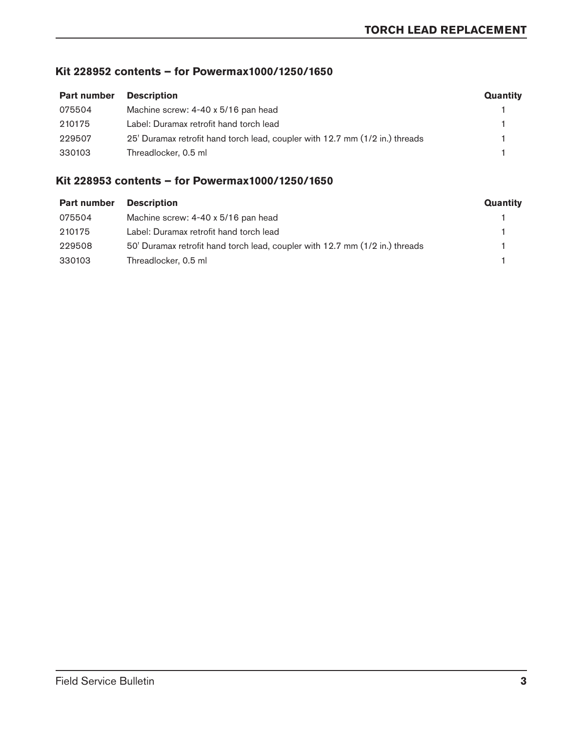### Kit 228952 contents – for Powermax1000/1250/1650

| Part number | Description | Quantity |
| --- | --- | --- |
| 075504 | Machine screw: 4-40 x 5/16 pan head | 1 |
| 210175 | Label: Duramax retrofit hand torch lead | 1 |
| 229507 | 25' Duramax retrofit hand torch lead, coupler with 12.7 mm (1/2 in.) threads | 1 |
| 330103 | Threadlocker, 0.5 ml | 1 |

### Kit 228953 contents – for Powermax1000/1250/1650

| Part number | Description | Quantity |
| --- | --- | --- |
| 075504 | Machine screw: 4-40 x 5/16 pan head | 1 |
| 210175 | Label: Duramax retrofit hand torch lead | 1 |
| 229508 | 50' Duramax retrofit hand torch lead, coupler with 12.7 mm (1/2 in.) threads | 1 |
| 330103 | Threadlocker, 0.5 ml | 1 |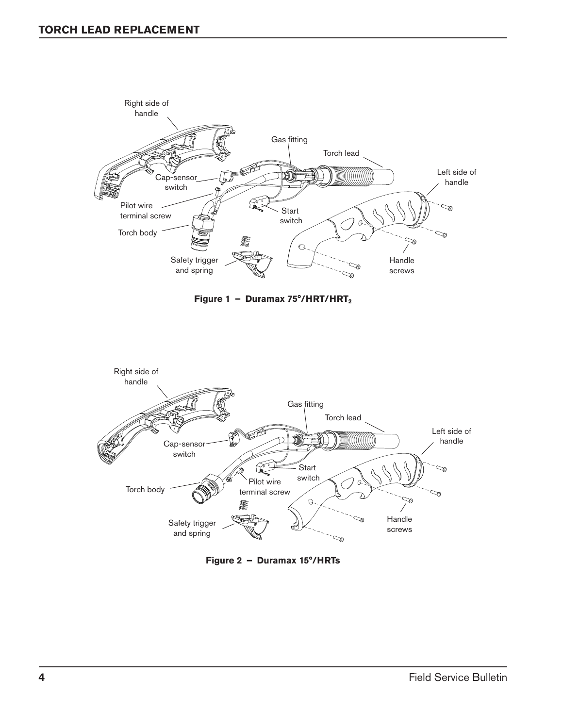## TORCH LEAD REPLACEMENT

**Figure 1 – Duramax 75°/HRT/HRT$_2$**

**Figure 2 – Duramax 15°/HRTs**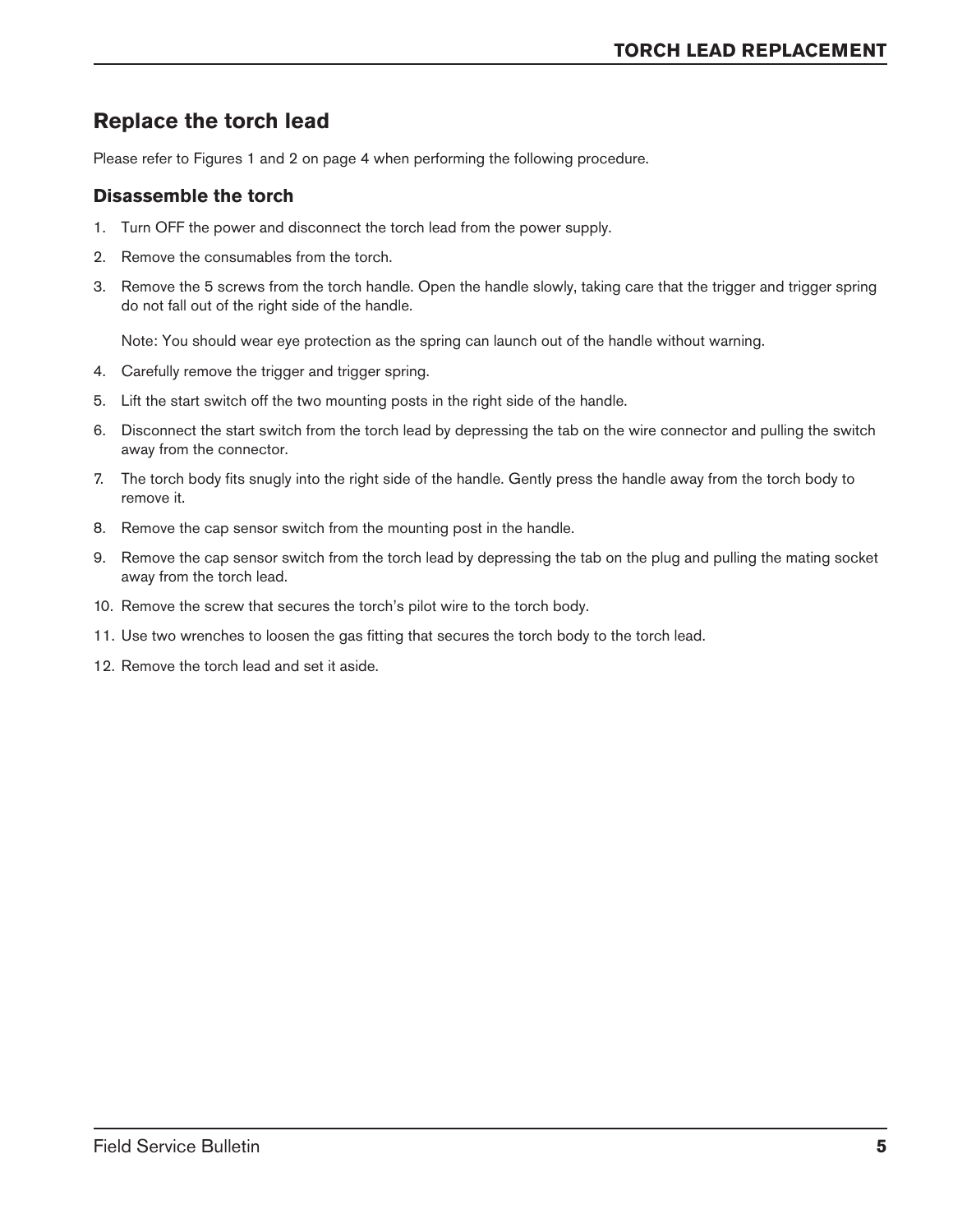## Replace the torch lead

Please refer to Figures 1 and 2 on page 4 when performing the following procedure.

### Disassemble the torch

1. Turn OFF the power and disconnect the torch lead from the power supply.
2. Remove the consumables from the torch.
3. Remove the 5 screws from the torch handle. Open the handle slowly, taking care that the trigger and trigger spring do not fall out of the right side of the handle.

   Note: You should wear eye protection as the spring can launch out of the handle without warning.
4. Carefully remove the trigger and trigger spring.
5. Lift the start switch off the two mounting posts in the right side of the handle.
6. Disconnect the start switch from the torch lead by depressing the tab on the wire connector and pulling the switch away from the connector.
7. The torch body fits snugly into the right side of the handle. Gently press the handle away from the torch body to remove it.
8. Remove the cap sensor switch from the mounting post in the handle.
9. Remove the cap sensor switch from the torch lead by depressing the tab on the plug and pulling the mating socket away from the torch lead.
10. Remove the screw that secures the torch's pilot wire to the torch body.
11. Use two wrenches to loosen the gas fitting that secures the torch body to the torch lead.
12. Remove the torch lead and set it aside.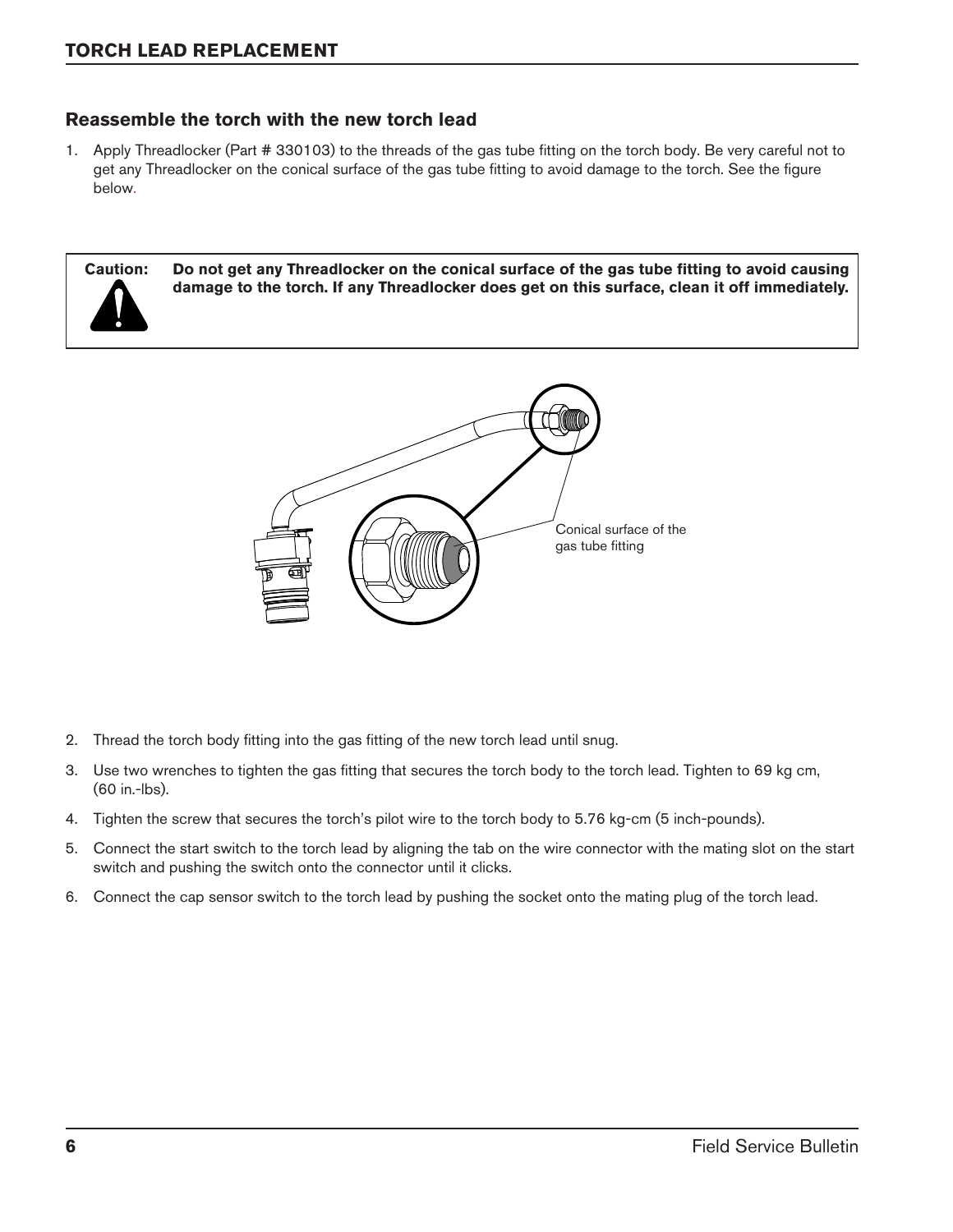## Reassemble the torch with the new torch lead

1. Apply Threadlocker (Part # 330103) to the threads of the gas tube fitting on the torch body. Be very careful not to get any Threadlocker on the conical surface of the gas tube fitting to avoid damage to the torch. See the figure below.

> **Caution:** **Do not get any Threadlocker on the conical surface of the gas tube fitting to avoid causing damage to the torch. If any Threadlocker does get on this surface, clean it off immediately.**

Conical surface of the gas tube fitting

2. Thread the torch body fitting into the gas fitting of the new torch lead until snug.
3. Use two wrenches to tighten the gas fitting that secures the torch body to the torch lead. Tighten to 69 kg cm, (60 in.-lbs).
4. Tighten the screw that secures the torch's pilot wire to the torch body to 5.76 kg-cm (5 inch-pounds).
5. Connect the start switch to the torch lead by aligning the tab on the wire connector with the mating slot on the start switch and pushing the switch onto the connector until it clicks.
6. Connect the cap sensor switch to the torch lead by pushing the socket onto the mating plug of the torch lead.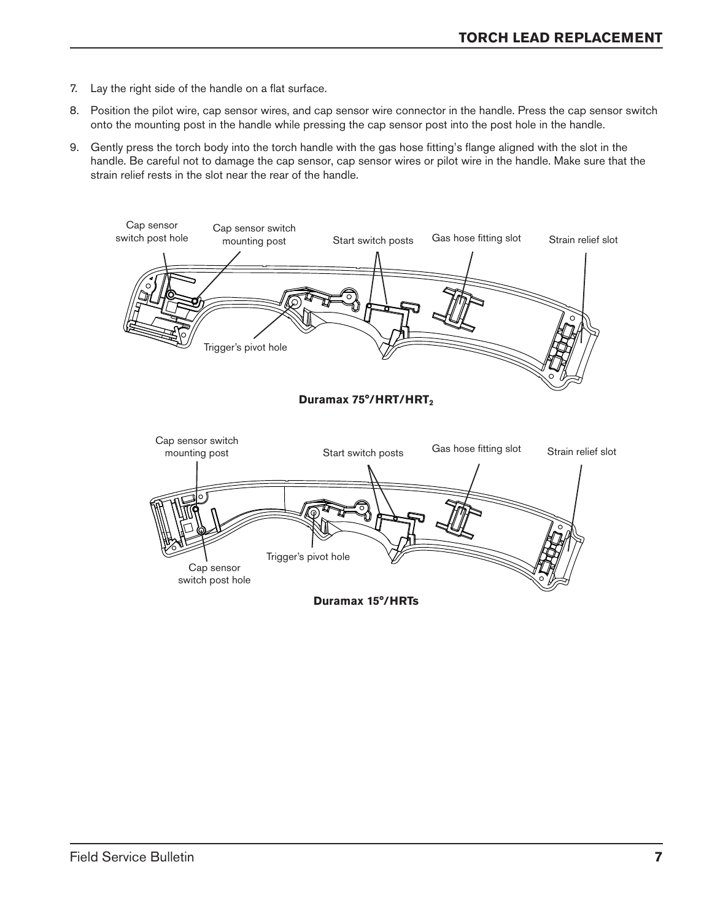7. Lay the right side of the handle on a flat surface.
8. Position the pilot wire, cap sensor wires, and cap sensor wire connector in the handle. Press the cap sensor switch onto the mounting post in the handle while pressing the cap sensor post into the post hole in the handle.
9. Gently press the torch body into the torch handle with the gas hose fitting's flange aligned with the slot in the handle. Be careful not to damage the cap sensor, cap sensor wires or pilot wire in the handle. Make sure that the strain relief rests in the slot near the rear of the handle.

Cap sensor switch post hole
Cap sensor switch mounting post
Start switch posts
Gas hose fitting slot
Strain relief slot
Trigger's pivot hole

**Duramax 75°/HRT/HRT$_2$**

Cap sensor switch mounting post
Start switch posts
Gas hose fitting slot
Strain relief slot
Trigger's pivot hole
Cap sensor switch post hole

**Duramax 15°/HRTs**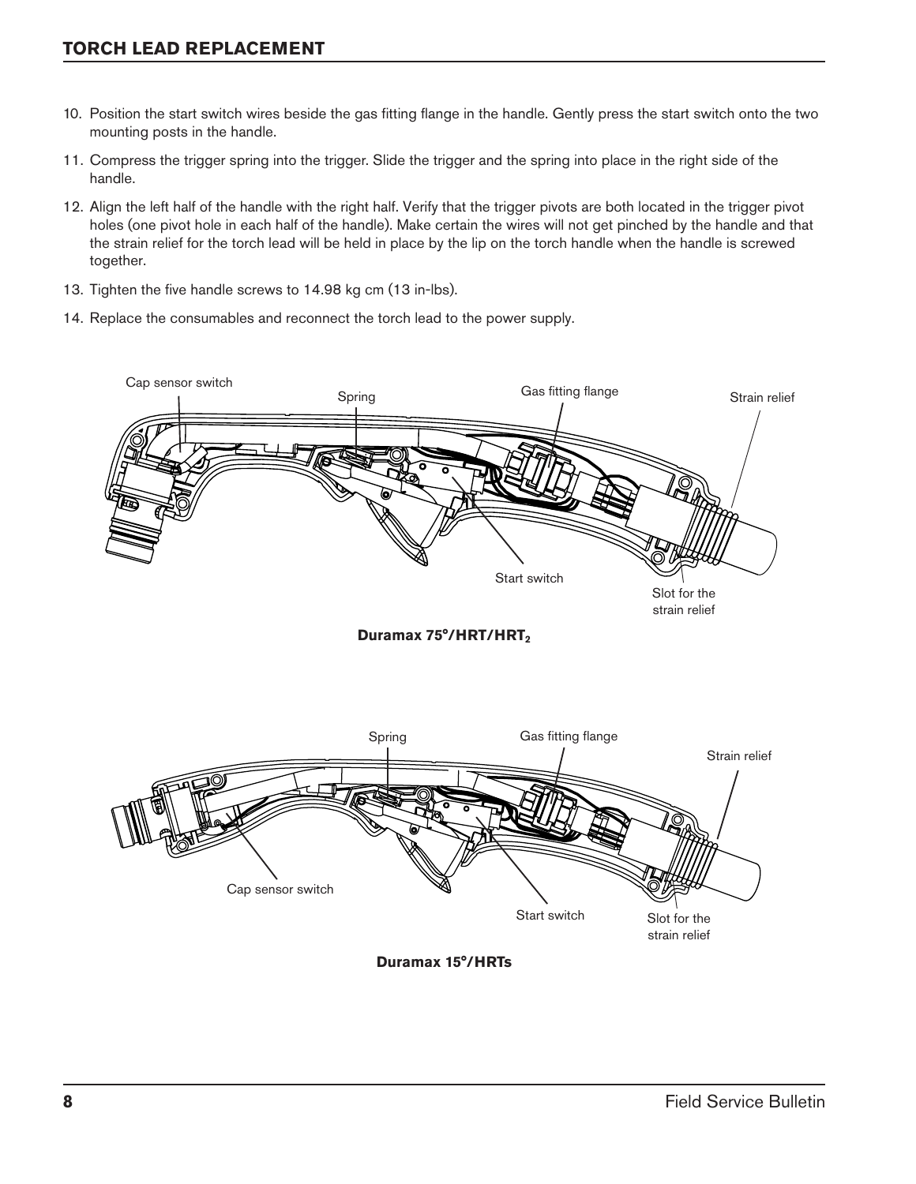## TORCH LEAD REPLACEMENT

10. Position the start switch wires beside the gas fitting flange in the handle. Gently press the start switch onto the two mounting posts in the handle.
11. Compress the trigger spring into the trigger. Slide the trigger and the spring into place in the right side of the handle.
12. Align the left half of the handle with the right half. Verify that the trigger pivots are both located in the trigger pivot holes (one pivot hole in each half of the handle). Make certain the wires will not get pinched by the handle and that the strain relief for the torch lead will be held in place by the lip on the torch handle when the handle is screwed together.
13. Tighten the five handle screws to 14.98 kg cm (13 in-lbs).
14. Replace the consumables and reconnect the torch lead to the power supply.

Cap sensor switch

Spring

Gas fitting flange

Strain relief

Start switch

Slot for the strain relief

**Duramax 75°/HRT/HRT$_2$**

Spring

Gas fitting flange

Strain relief

Cap sensor switch

Start switch

Slot for the strain relief

**Duramax 15°/HRTs**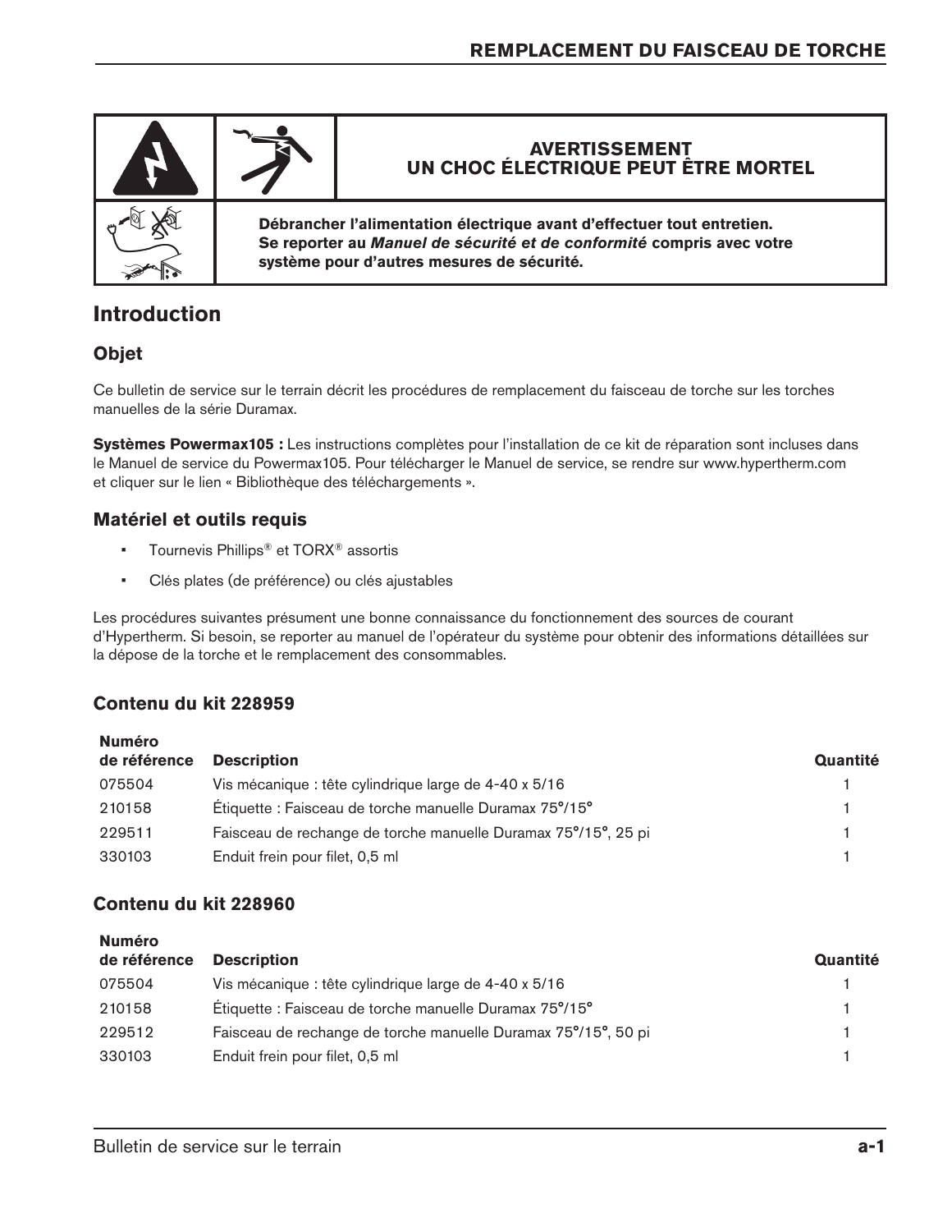| | | AVERTISSEMENT<br>UN CHOC ÉLECTRIQUE PEUT ÊTRE MORTEL |
|---|---|---|
| | **Débrancher l'alimentation électrique avant d'effectuer tout entretien. Se reporter au *Manuel de sécurité et de conformité* compris avec votre système pour d'autres mesures de sécurité.** | |

## Introduction

### Objet

Ce bulletin de service sur le terrain décrit les procédures de remplacement du faisceau de torche sur les torches manuelles de la série Duramax.

**Systèmes Powermax105 :** Les instructions complètes pour l'installation de ce kit de réparation sont incluses dans le Manuel de service du Powermax105. Pour télécharger le Manuel de service, se rendre sur www.hypertherm.com et cliquer sur le lien « Bibliothèque des téléchargements ».

### Matériel et outils requis

- Tournevis Phillips® et TORX® assortis
- Clés plates (de préférence) ou clés ajustables

Les procédures suivantes présument une bonne connaissance du fonctionnement des sources de courant d'Hypertherm. Si besoin, se reporter au manuel de l'opérateur du système pour obtenir des informations détaillées sur la dépose de la torche et le remplacement des consommables.

### Contenu du kit 228959

| Numéro de référence | Description | Quantité |
|---|---|---|
| 075504 | Vis mécanique : tête cylindrique large de 4-40 x 5/16 | 1 |
| 210158 | Étiquette : Faisceau de torche manuelle Duramax 75°/15° | 1 |
| 229511 | Faisceau de rechange de torche manuelle Duramax 75°/15°, 25 pi | 1 |
| 330103 | Enduit frein pour filet, 0,5 ml | 1 |

### Contenu du kit 228960

| Numéro de référence | Description | Quantité |
|---|---|---|
| 075504 | Vis mécanique : tête cylindrique large de 4-40 x 5/16 | 1 |
| 210158 | Étiquette : Faisceau de torche manuelle Duramax 75°/15° | 1 |
| 229512 | Faisceau de rechange de torche manuelle Duramax 75°/15°, 50 pi | 1 |
| 330103 | Enduit frein pour filet, 0,5 ml | 1 |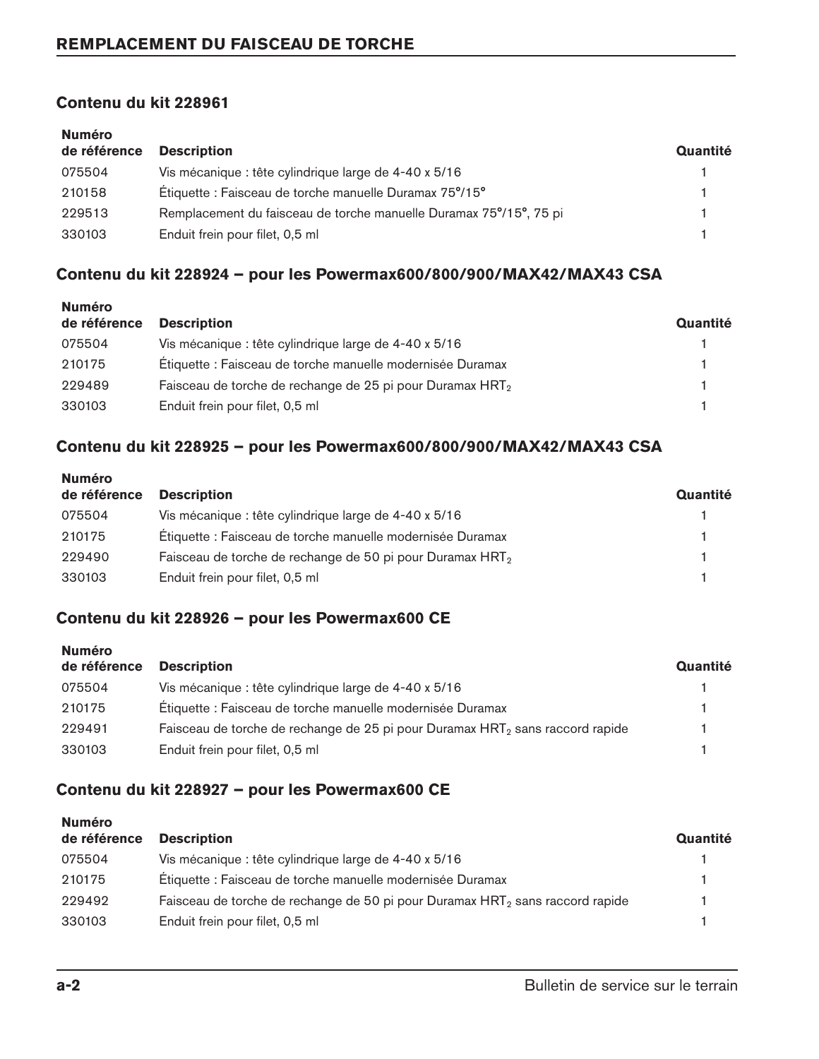# REMPLACEMENT DU FAISCEAU DE TORCHE

## Contenu du kit 228961

| Numéro de référence | Description | Quantité |
|---|---|---|
| 075504 | Vis mécanique : tête cylindrique large de 4-40 x 5/16 | 1 |
| 210158 | Étiquette : Faisceau de torche manuelle Duramax 75°/15° | 1 |
| 229513 | Remplacement du faisceau de torche manuelle Duramax 75°/15°, 75 pi | 1 |
| 330103 | Enduit frein pour filet, 0,5 ml | 1 |

## Contenu du kit 228924 – pour les Powermax600/800/900/MAX42/MAX43 CSA

| Numéro de référence | Description | Quantité |
|---|---|---|
| 075504 | Vis mécanique : tête cylindrique large de 4-40 x 5/16 | 1 |
| 210175 | Étiquette : Faisceau de torche manuelle modernisée Duramax | 1 |
| 229489 | Faisceau de torche de rechange de 25 pi pour Duramax $HRT_2$ | 1 |
| 330103 | Enduit frein pour filet, 0,5 ml | 1 |

## Contenu du kit 228925 – pour les Powermax600/800/900/MAX42/MAX43 CSA

| Numéro de référence | Description | Quantité |
|---|---|---|
| 075504 | Vis mécanique : tête cylindrique large de 4-40 x 5/16 | 1 |
| 210175 | Étiquette : Faisceau de torche manuelle modernisée Duramax | 1 |
| 229490 | Faisceau de torche de rechange de 50 pi pour Duramax $HRT_2$ | 1 |
| 330103 | Enduit frein pour filet, 0,5 ml | 1 |

## Contenu du kit 228926 – pour les Powermax600 CE

| Numéro de référence | Description | Quantité |
|---|---|---|
| 075504 | Vis mécanique : tête cylindrique large de 4-40 x 5/16 | 1 |
| 210175 | Étiquette : Faisceau de torche manuelle modernisée Duramax | 1 |
| 229491 | Faisceau de torche de rechange de 25 pi pour Duramax $HRT_2$ sans raccord rapide | 1 |
| 330103 | Enduit frein pour filet, 0,5 ml | 1 |

## Contenu du kit 228927 – pour les Powermax600 CE

| Numéro de référence | Description | Quantité |
|---|---|---|
| 075504 | Vis mécanique : tête cylindrique large de 4-40 x 5/16 | 1 |
| 210175 | Étiquette : Faisceau de torche manuelle modernisée Duramax | 1 |
| 229492 | Faisceau de torche de rechange de 50 pi pour Duramax $HRT_2$ sans raccord rapide | 1 |
| 330103 | Enduit frein pour filet, 0,5 ml | 1 |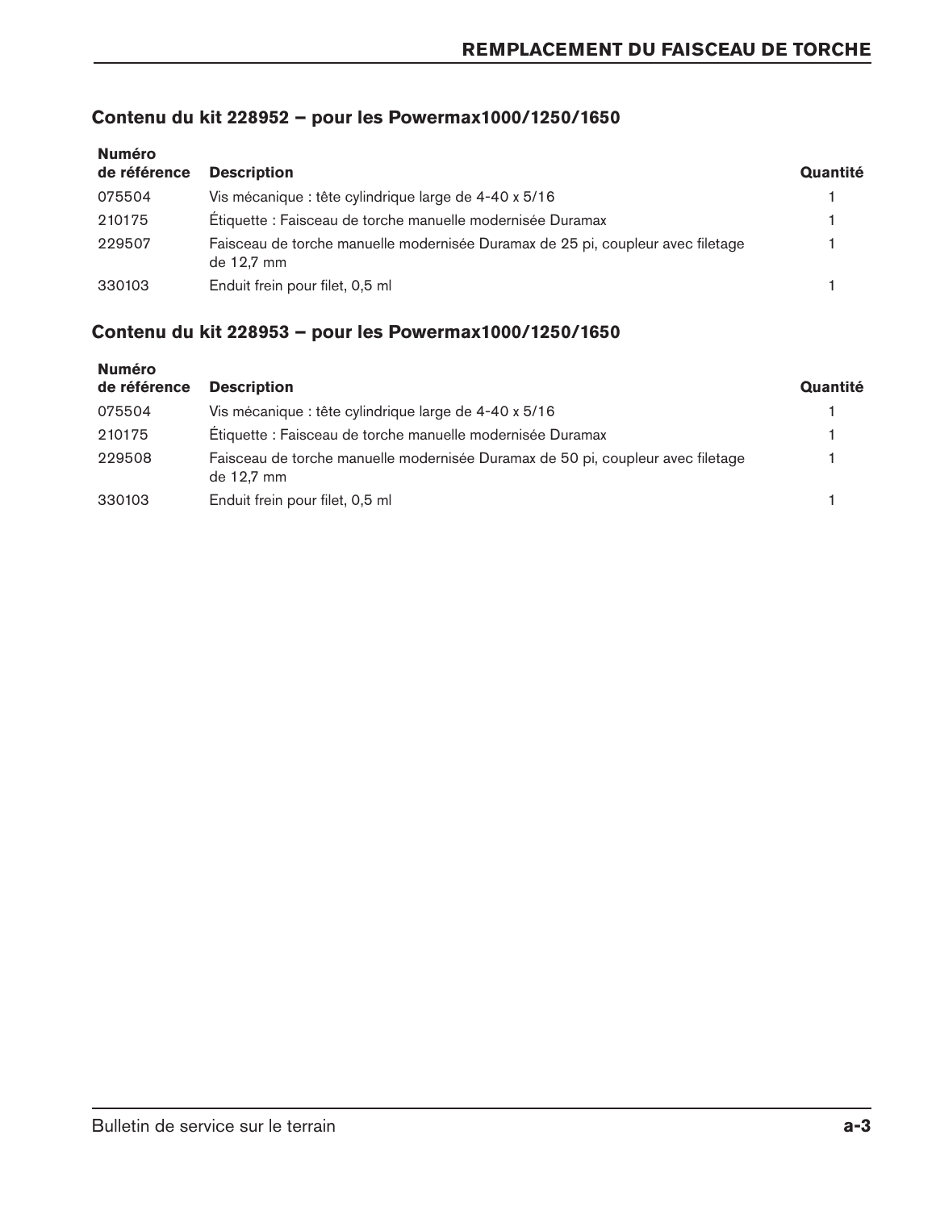## Contenu du kit 228952 – pour les Powermax1000/1250/1650

| Numéro de référence | Description | Quantité |
|---|---|---|
| 075504 | Vis mécanique : tête cylindrique large de 4-40 x 5/16 | 1 |
| 210175 | Étiquette : Faisceau de torche manuelle modernisée Duramax | 1 |
| 229507 | Faisceau de torche manuelle modernisée Duramax de 25 pi, coupleur avec filetage de 12,7 mm | 1 |
| 330103 | Enduit frein pour filet, 0,5 ml | 1 |

## Contenu du kit 228953 – pour les Powermax1000/1250/1650

| Numéro de référence | Description | Quantité |
|---|---|---|
| 075504 | Vis mécanique : tête cylindrique large de 4-40 x 5/16 | 1 |
| 210175 | Étiquette : Faisceau de torche manuelle modernisée Duramax | 1 |
| 229508 | Faisceau de torche manuelle modernisée Duramax de 50 pi, coupleur avec filetage de 12,7 mm | 1 |
| 330103 | Enduit frein pour filet, 0,5 ml | 1 |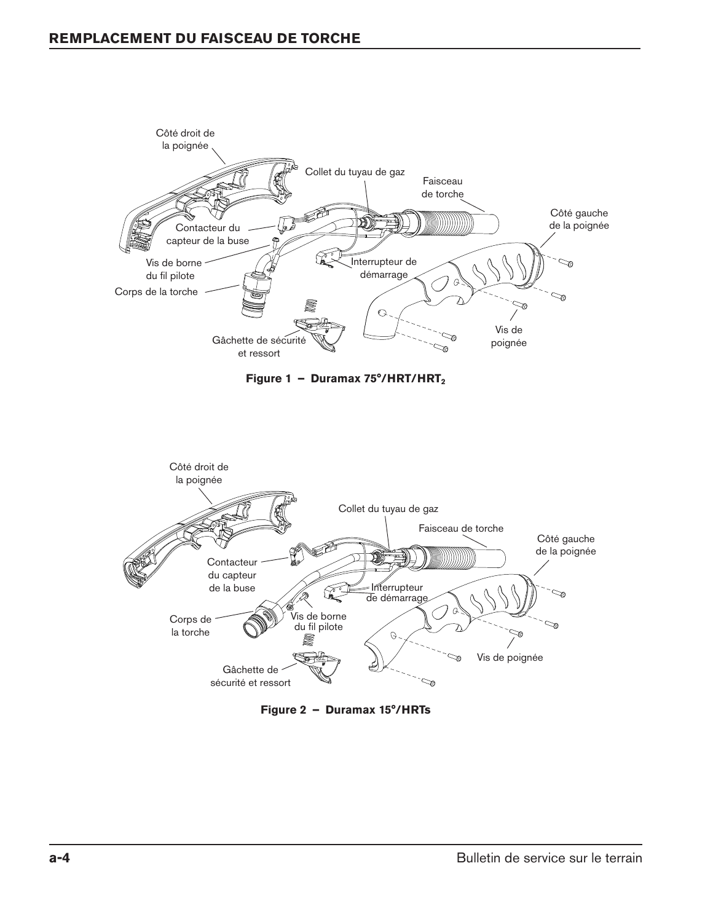## REMPLACEMENT DU FAISCEAU DE TORCHE

Côté droit de la poignée

Collet du tuyau de gaz

Faisceau de torche

Côté gauche de la poignée

Contacteur du capteur de la buse

Vis de borne du fil pilote

Interrupteur de démarrage

Corps de la torche

Vis de poignée

Gâchette de sécurité et ressort

**Figure 1 – Duramax 75°/HRT/HRT$_2$**

Côté droit de la poignée

Collet du tuyau de gaz

Faisceau de torche

Côté gauche de la poignée

Contacteur du capteur de la buse

Interrupteur de démarrage

Corps de la torche

Vis de borne du fil pilote

Vis de poignée

Gâchette de sécurité et ressort

**Figure 2 – Duramax 15°/HRTs**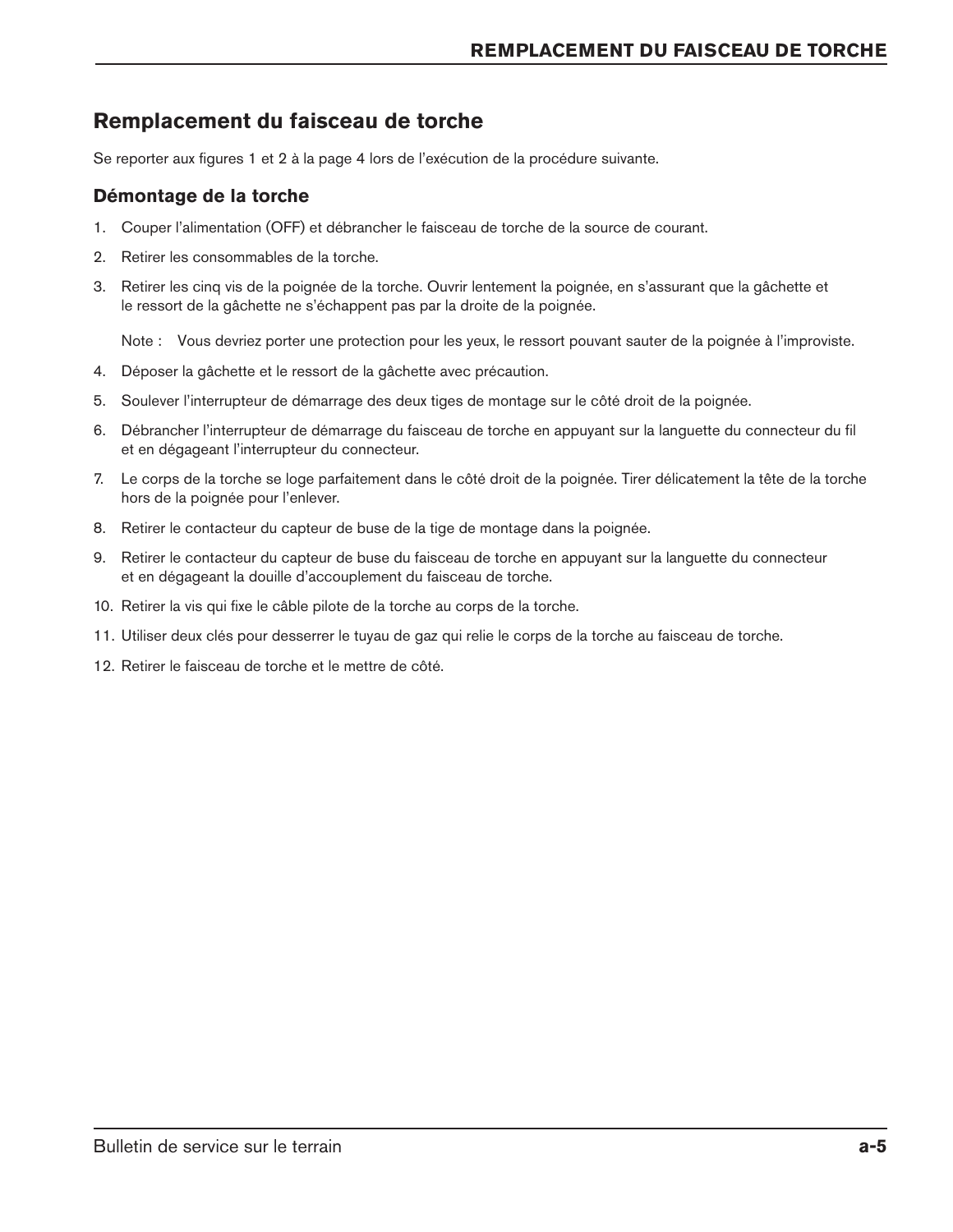## Remplacement du faisceau de torche

Se reporter aux figures 1 et 2 à la page 4 lors de l'exécution de la procédure suivante.

### Démontage de la torche

1. Couper l'alimentation (OFF) et débrancher le faisceau de torche de la source de courant.
2. Retirer les consommables de la torche.
3. Retirer les cinq vis de la poignée de la torche. Ouvrir lentement la poignée, en s'assurant que la gâchette et le ressort de la gâchette ne s'échappent pas par la droite de la poignée.

   Note : Vous devriez porter une protection pour les yeux, le ressort pouvant sauter de la poignée à l'improviste.

4. Déposer la gâchette et le ressort de la gâchette avec précaution.
5. Soulever l'interrupteur de démarrage des deux tiges de montage sur le côté droit de la poignée.
6. Débrancher l'interrupteur de démarrage du faisceau de torche en appuyant sur la languette du connecteur du fil et en dégageant l'interrupteur du connecteur.
7. Le corps de la torche se loge parfaitement dans le côté droit de la poignée. Tirer délicatement la tête de la torche hors de la poignée pour l'enlever.
8. Retirer le contacteur du capteur de buse de la tige de montage dans la poignée.
9. Retirer le contacteur du capteur de buse du faisceau de torche en appuyant sur la languette du connecteur et en dégageant la douille d'accouplement du faisceau de torche.
10. Retirer la vis qui fixe le câble pilote de la torche au corps de la torche.
11. Utiliser deux clés pour desserrer le tuyau de gaz qui relie le corps de la torche au faisceau de torche.
12. Retirer le faisceau de torche et le mettre de côté.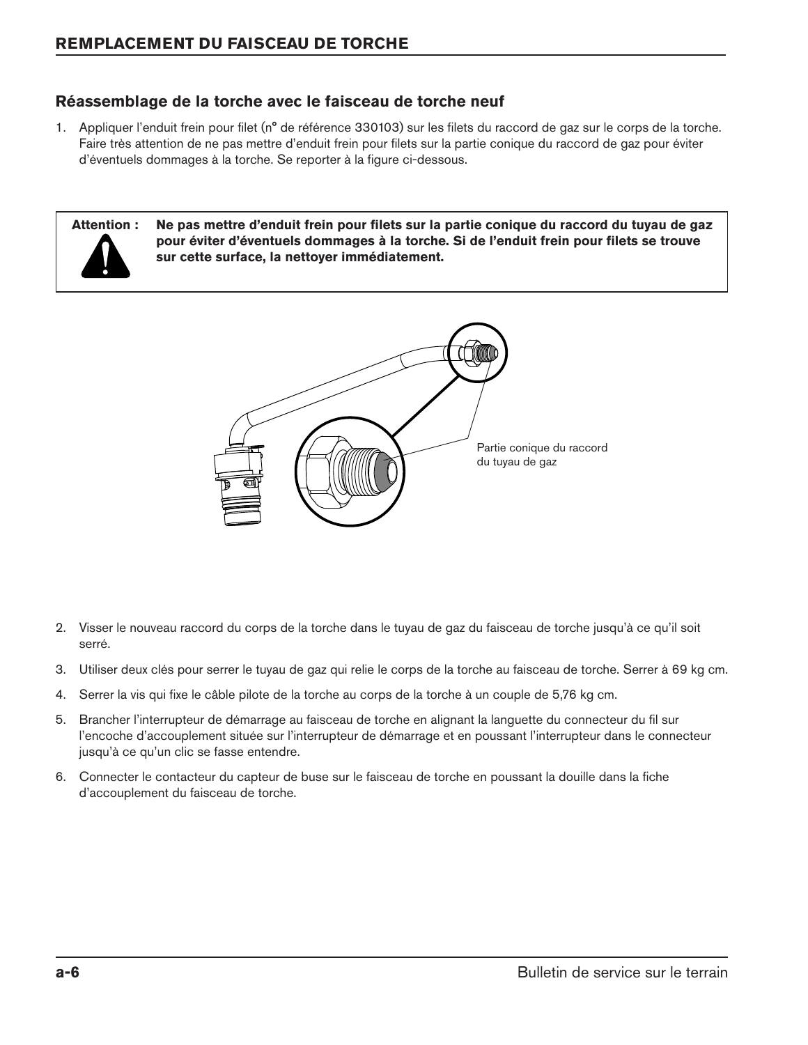## Réassemblage de la torche avec le faisceau de torche neuf

1. Appliquer l'enduit frein pour filet (n° de référence 330103) sur les filets du raccord de gaz sur le corps de la torche. Faire très attention de ne pas mettre d'enduit frein pour filets sur la partie conique du raccord de gaz pour éviter d'éventuels dommages à la torche. Se reporter à la figure ci-dessous.

> **Attention : Ne pas mettre d'enduit frein pour filets sur la partie conique du raccord du tuyau de gaz pour éviter d'éventuels dommages à la torche. Si de l'enduit frein pour filets se trouve sur cette surface, la nettoyer immédiatement.**

Partie conique du raccord du tuyau de gaz

2. Visser le nouveau raccord du corps de la torche dans le tuyau de gaz du faisceau de torche jusqu'à ce qu'il soit serré.
3. Utiliser deux clés pour serrer le tuyau de gaz qui relie le corps de la torche au faisceau de torche. Serrer à 69 kg cm.
4. Serrer la vis qui fixe le câble pilote de la torche au corps de la torche à un couple de 5,76 kg cm.
5. Brancher l'interrupteur de démarrage au faisceau de torche en alignant la languette du connecteur du fil sur l'encoche d'accouplement située sur l'interrupteur de démarrage et en poussant l'interrupteur dans le connecteur jusqu'à ce qu'un clic se fasse entendre.
6. Connecter le contacteur du capteur de buse sur le faisceau de torche en poussant la douille dans la fiche d'accouplement du faisceau de torche.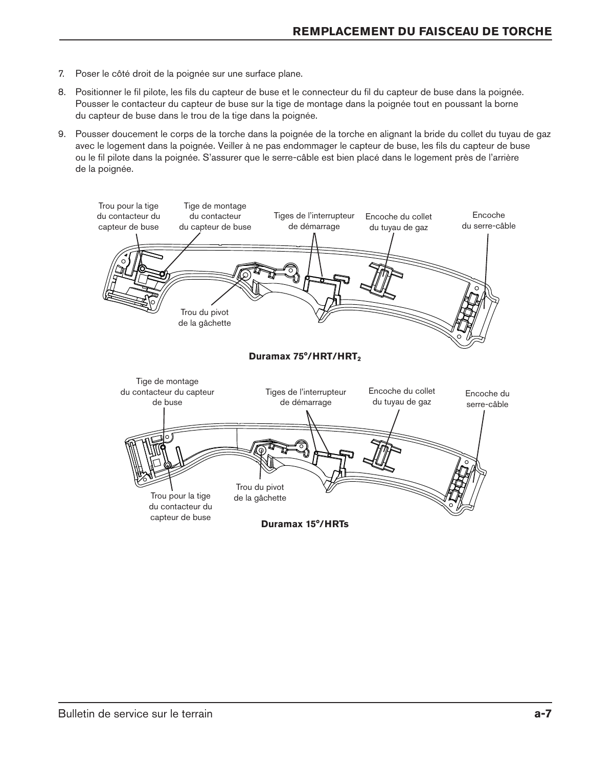7. Poser le côté droit de la poignée sur une surface plane.
8. Positionner le fil pilote, les fils du capteur de buse et le connecteur du fil du capteur de buse dans la poignée. Pousser le contacteur du capteur de buse sur la tige de montage dans la poignée tout en poussant la borne du capteur de buse dans le trou de la tige dans la poignée.
9. Pousser doucement le corps de la torche dans la poignée de la torche en alignant la bride du collet du tuyau de gaz avec le logement dans la poignée. Veiller à ne pas endommager le capteur de buse, les fils du capteur de buse ou le fil pilote dans la poignée. S'assurer que le serre-câble est bien placé dans le logement près de l'arrière de la poignée.

Trou pour la tige du contacteur du capteur de buse

Tige de montage du contacteur du capteur de buse

Tiges de l'interrupteur de démarrage

Encoche du collet du tuyau de gaz

Encoche du serre-câble

Trou du pivot de la gâchette

**Duramax 75°/HRT/HRT$_2$**

Tige de montage du contacteur du capteur de buse

Tiges de l'interrupteur de démarrage

Encoche du collet du tuyau de gaz

Encoche du serre-câble

Trou du pivot de la gâchette

Trou pour la tige du contacteur du capteur de buse

**Duramax 15°/HRTs**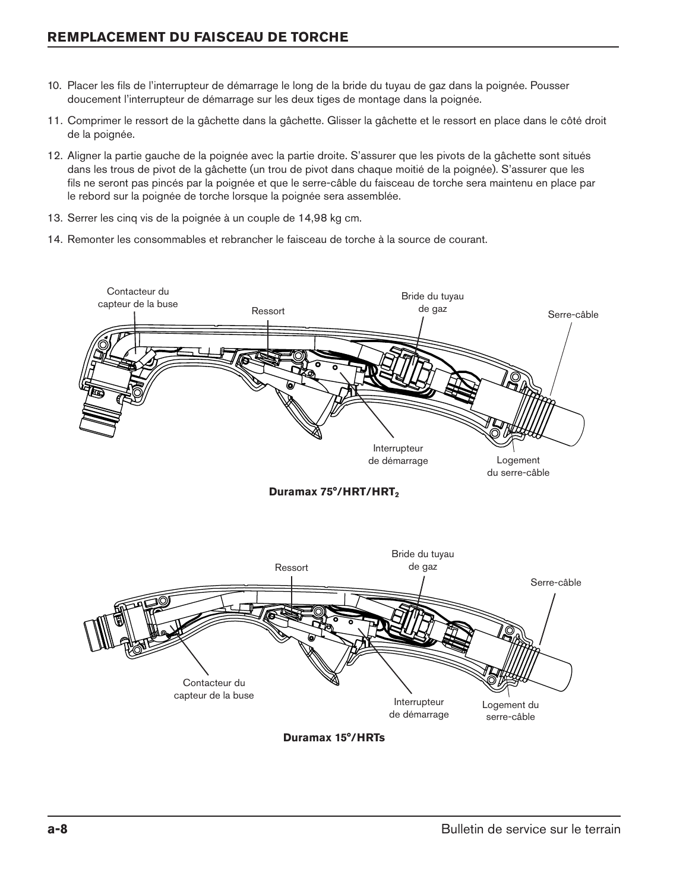## REMPLACEMENT DU FAISCEAU DE TORCHE

10. Placer les fils de l'interrupteur de démarrage le long de la bride du tuyau de gaz dans la poignée. Pousser doucement l'interrupteur de démarrage sur les deux tiges de montage dans la poignée.
11. Comprimer le ressort de la gâchette dans la gâchette. Glisser la gâchette et le ressort en place dans le côté droit de la poignée.
12. Aligner la partie gauche de la poignée avec la partie droite. S'assurer que les pivots de la gâchette sont situés dans les trous de pivot de la gâchette (un trou de pivot dans chaque moitié de la poignée). S'assurer que les fils ne seront pas pincés par la poignée et que le serre-câble du faisceau de torche sera maintenu en place par le rebord sur la poignée de torche lorsque la poignée sera assemblée.
13. Serrer les cinq vis de la poignée à un couple de 14,98 kg cm.
14. Remonter les consommables et rebrancher le faisceau de torche à la source de courant.

Contacteur du capteur de la buse

Ressort

Bride du tuyau de gaz

Serre-câble

Interrupteur de démarrage

Logement du serre-câble

**Duramax 75°/HRT/HRT$_2$**

Ressort

Bride du tuyau de gaz

Serre-câble

Contacteur du capteur de la buse

Interrupteur de démarrage

Logement du serre-câble

**Duramax 15°/HRTs**